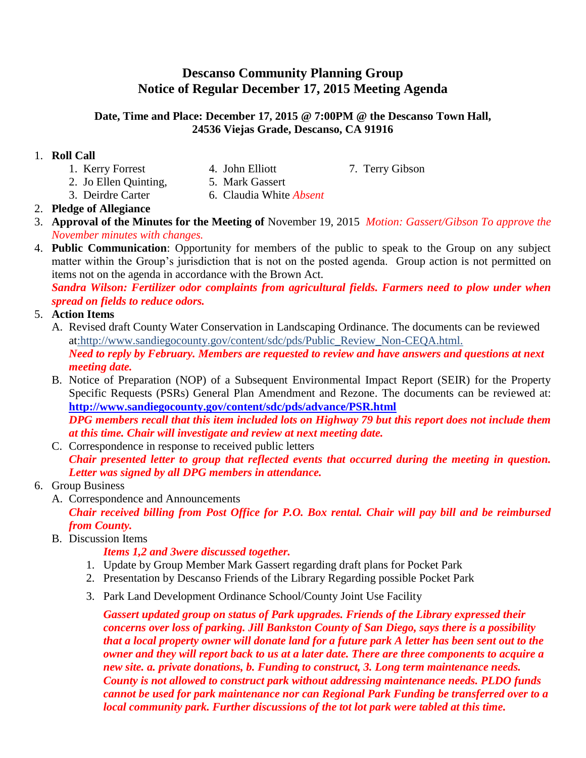# Descanso Community Planning Group
# Notice of Regular December 17, 2015 Meeting Agenda

**Date, Time and Place: December 17, 2015 @ 7:00PM @ the Descanso Town Hall, 24536 Viejas Grade, Descanso, CA 91916**

1. **Roll Call**
   1. Kerry Forrest
   2. Jo Ellen Quinting,
   3. Deirdre Carter
   4. John Elliott
   5. Mark Gassert
   6. Claudia White *Absent*
   7. Terry Gibson
2. **Pledge of Allegiance**
3. **Approval of the Minutes for the Meeting of** November 19, 2015 *Motion: Gassert/Gibson To approve the November minutes with changes.*
4. **Public Communication**: Opportunity for members of the public to speak to the Group on any subject matter within the Group's jurisdiction that is not on the posted agenda. Group action is not permitted on items not on the agenda in accordance with the Brown Act.
   ***Sandra Wilson: Fertilizer odor complaints from agricultural fields. Farmers need to plow under when spread on fields to reduce odors.***
5. **Action Items**
   A. Revised draft County Water Conservation in Landscaping Ordinance. The documents can be reviewed at:http://www.sandiegocounty.gov/content/sdc/pds/Public_Review_Non-CEQA.html.
   ***Need to reply by February. Members are requested to review and have answers and questions at next meeting date.***
   B. Notice of Preparation (NOP) of a Subsequent Environmental Impact Report (SEIR) for the Property Specific Requests (PSRs) General Plan Amendment and Rezone. The documents can be reviewed at: **http://www.sandiegocounty.gov/content/sdc/pds/advance/PSR.html**
   ***DPG members recall that this item included lots on Highway 79 but this report does not include them at this time. Chair will investigate and review at next meeting date.***
   C. Correspondence in response to received public letters
   ***Chair presented letter to group that reflected events that occurred during the meeting in question. Letter was signed by all DPG members in attendance.***
6. Group Business
   A. Correspondence and Announcements
   ***Chair received billing from Post Office for P.O. Box rental. Chair will pay bill and be reimbursed from County.***
   B. Discussion Items
      ***Items 1,2 and 3were discussed together.***
      1. Update by Group Member Mark Gassert regarding draft plans for Pocket Park
      2. Presentation by Descanso Friends of the Library Regarding possible Pocket Park
      3. Park Land Development Ordinance School/County Joint Use Facility

      ***Gassert updated group on status of Park upgrades. Friends of the Library expressed their concerns over loss of parking. Jill Bankston County of San Diego, says there is a possibility that a local property owner will donate land for a future park A letter has been sent out to the owner and they will report back to us at a later date. There are three components to acquire a new site. a. private donations, b. Funding to construct, 3. Long term maintenance needs. County is not allowed to construct park without addressing maintenance needs. PLDO funds cannot be used for park maintenance nor can Regional Park Funding be transferred over to a local community park. Further discussions of the tot lot park were tabled at this time.***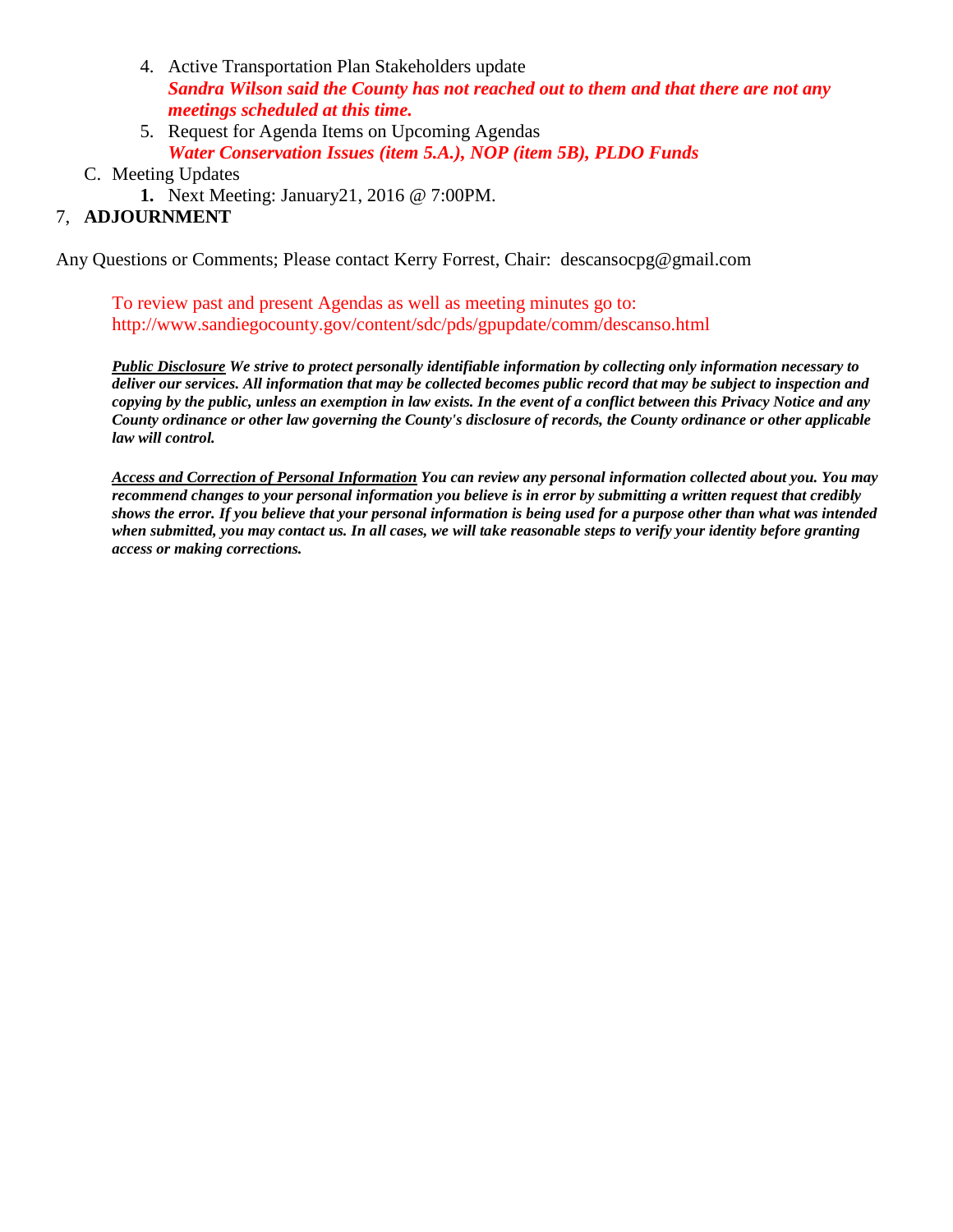4. Active Transportation Plan Stakeholders update
   ***Sandra Wilson said the County has not reached out to them and that there are not any meetings scheduled at this time.***
5. Request for Agenda Items on Upcoming Agendas
   ***Water Conservation Issues (item 5.A.), NOP (item 5B), PLDO Funds***

C. Meeting Updates

1. Next Meeting: January21, 2016 @ 7:00PM.

7, **ADJOURNMENT**

Any Questions or Comments; Please contact Kerry Forrest, Chair: descansocpg@gmail.com

To review past and present Agendas as well as meeting minutes go to:
http://www.sandiegocounty.gov/content/sdc/pds/gpupdate/comm/descanso.html

***Public Disclosure** We strive to protect personally identifiable information by collecting only information necessary to deliver our services. All information that may be collected becomes public record that may be subject to inspection and copying by the public, unless an exemption in law exists. In the event of a conflict between this Privacy Notice and any County ordinance or other law governing the County's disclosure of records, the County ordinance or other applicable law will control.*

***Access and Correction of Personal Information** You can review any personal information collected about you. You may recommend changes to your personal information you believe is in error by submitting a written request that credibly shows the error. If you believe that your personal information is being used for a purpose other than what was intended when submitted, you may contact us. In all cases, we will take reasonable steps to verify your identity before granting access or making corrections.*